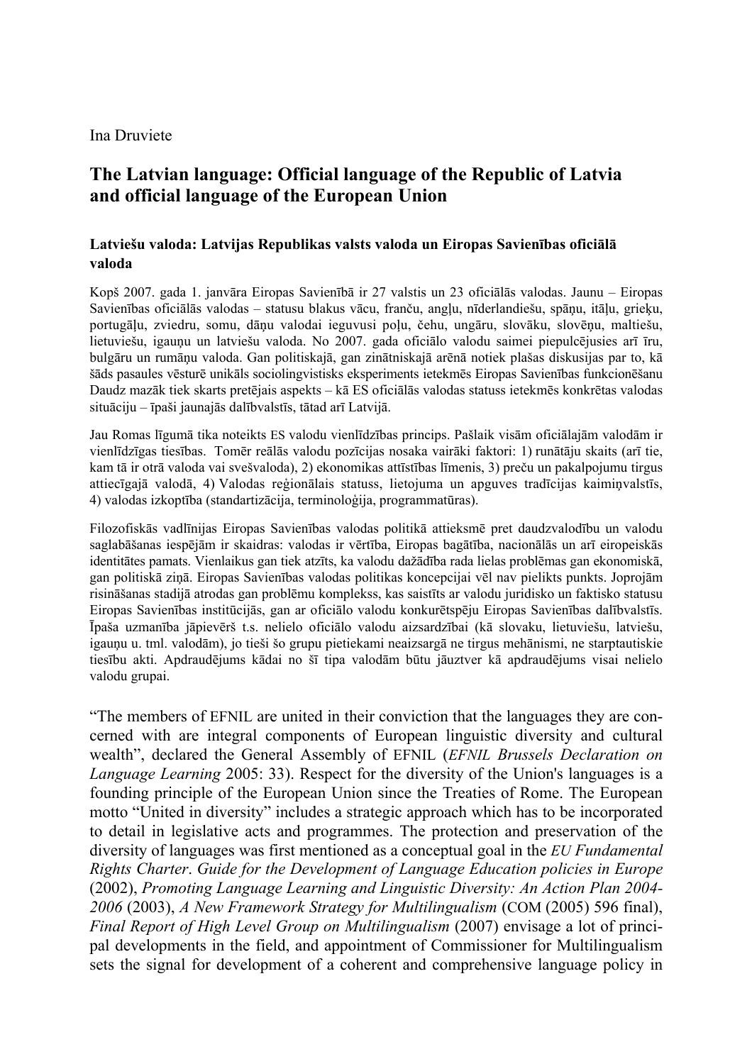Ina Druviete

# The Latvian language: Official language of the Republic of Latvia and official language of the European Union

### Latviešu valoda: Latvijas Republikas valsts valoda un Eiropas Savienības oficiālā valoda

Kopš 2007. gada 1. janvāra Eiropas Savienībā ir 27 valstis un 23 oficiālās valodas. Jaunu – Eiropas Savienības oficiālās valodas – statusu blakus vācu, franču, angļu, nīderlandiešu, spāņu, itāļu, grieķu, portugāļu, zviedru, somu, dāņu valodai ieguvusi poļu, čehu, ungāru, slovāku, slovēņu, maltiešu, lietuviešu, igauņu un latviešu valoda. No 2007. gada oficiālo valodu saimei piepulcējusies arī īru, bulgāru un rumāņu valoda. Gan politiskajā, gan zinātniskajā arēnā notiek plašas diskusijas par to, kā šāds pasaules vēsturē unikāls sociolingvistisks eksperiments ietekmēs Eiropas Savienības funkcionēšanu Daudz mazāk tiek skarts pretējais aspekts – kā ES oficiālās valodas statuss ietekmēs konkrētas valodas situāciju – īpaši jaunajās dalībvalstīs, tātad arī Latvijā.

Jau Romas līgumā tika noteikts ES valodu vienlīdzības princips. Pašlaik visām oficiālajām valodām ir vienlīdzīgas tiesības. Tomēr reālās valodu pozīcijas nosaka vairāki faktori: 1) runātāju skaits (arī tie, kam tā ir otrā valoda vai svešvaloda), 2) ekonomikas attīstības līmenis, 3) preču un pakalpojumu tirgus attiecīgajā valodā, 4) Valodas reģionālais statuss, lietojuma un apguves tradīcijas kaimiņvalstīs, 4) valodas izkoptība (standartizācija, terminoloģija, programmatūras).

Filozofiskās vadlīnijas Eiropas Savienības valodas politikā attieksmē pret daudzvalodību un valodu saglabāšanas iespējām ir skaidras: valodas ir vērtība, Eiropas bagātība, nacionālās un arī eiropeiskās identitātes pamats. Vienlaikus gan tiek atzīts, ka valodu dažādība rada lielas problēmas gan ekonomiskā, gan politiskā ziņā. Eiropas Savienības valodas politikas koncepcijai vēl nav pielikts punkts. Joprojām risināšanas stadijā atrodas gan problēmu komplekss, kas saistīts ar valodu juridisko un faktisko statusu Eiropas Savienības institūcijās, gan ar oficiālo valodu konkurētspēju Eiropas Savienības dalībvalstīs. Īpaša uzmanība jāpievērš t.s. nelielo oficiālo valodu aizsardzībai (kā slovaku, lietuviešu, latviešu, igauņu u. tml. valodām), jo tieši šo grupu pietiekami neaizsargā ne tirgus mehānismi, ne starptautiskie tiesību akti. Apdraudējums kādai no šī tipa valodām būtu jāuztver kā apdraudējums visai nelielo valodu grupai.

"The members of EFNIL are united in their conviction that the languages they are concerned with are integral components of European linguistic diversity and cultural wealth", declared the General Assembly of EFNIL (*EFNIL Brussels Declaration on Language Learning* 2005: 33). Respect for the diversity of the Union's languages is a founding principle of the European Union since the Treaties of Rome. The European motto "United in diversity" includes a strategic approach which has to be incorporated to detail in legislative acts and programmes. The protection and preservation of the diversity of languages was first mentioned as a conceptual goal in the *EU Fundamental Rights Charter*. *Guide for the Development of Language Education policies in Europe* (2002), *Promoting Language Learning and Linguistic Diversity: An Action Plan 2004-2006* (2003), *A New Framework Strategy for Multilingualism* (COM (2005) 596 final), *Final Report of High Level Group on Multilingualism* (2007) envisage a lot of principal developments in the field, and appointment of Commissioner for Multilingualism sets the signal for development of a coherent and comprehensive language policy in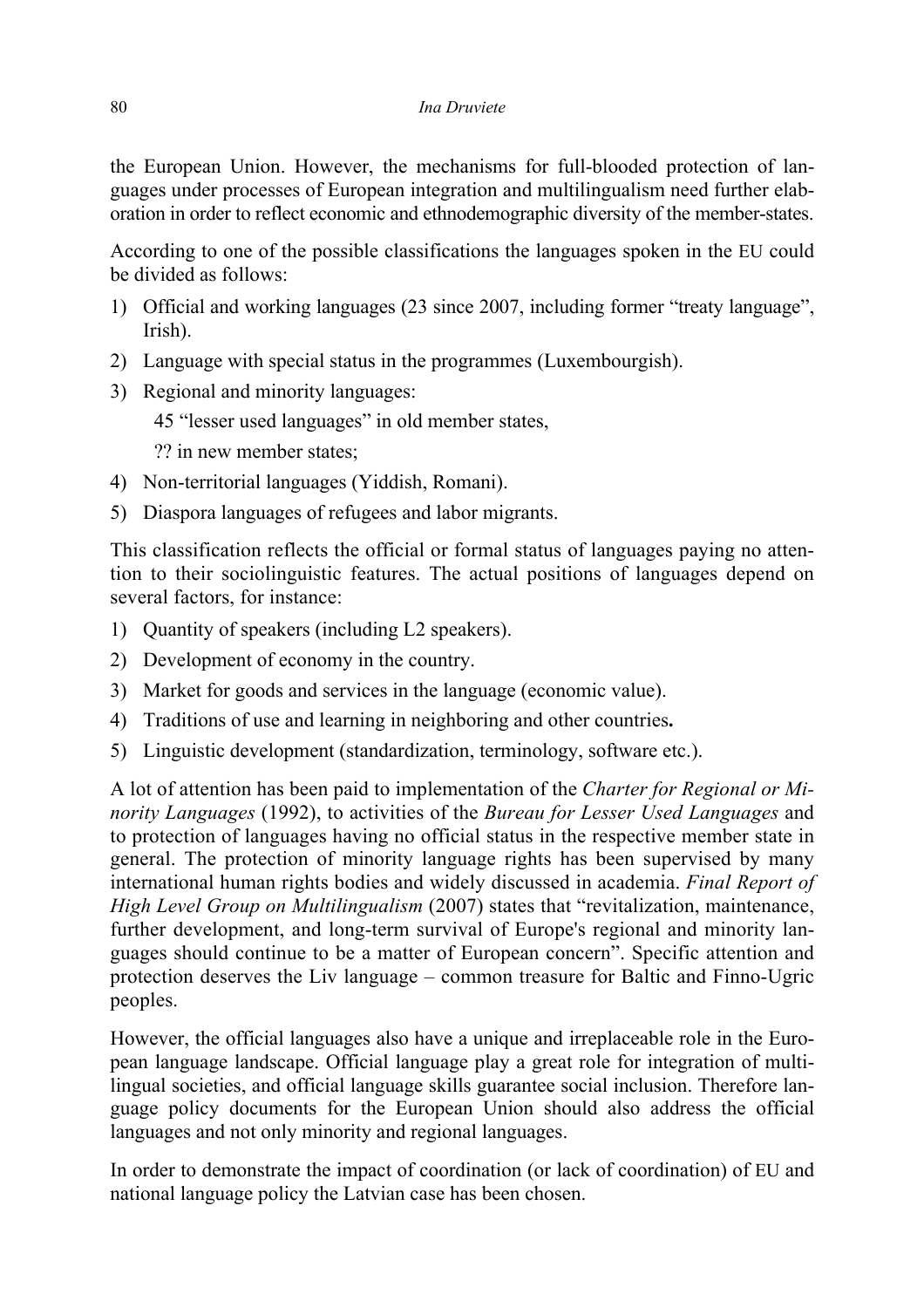the European Union. However, the mechanisms for full-blooded protection of languages under processes of European integration and multilingualism need further elaboration in order to reflect economic and ethnodemographic diversity of the member-states.

According to one of the possible classifications the languages spoken in the EU could be divided as follows:

1) Official and working languages (23 since 2007, including former "treaty language", Irish).
2) Language with special status in the programmes (Luxembourgish).
3) Regional and minority languages:
   45 "lesser used languages" in old member states,
   ?? in new member states;
4) Non-territorial languages (Yiddish, Romani).
5) Diaspora languages of refugees and labor migrants.

This classification reflects the official or formal status of languages paying no attention to their sociolinguistic features. The actual positions of languages depend on several factors, for instance:

1) Quantity of speakers (including L2 speakers).
2) Development of economy in the country.
3) Market for goods and services in the language (economic value).
4) Traditions of use and learning in neighboring and other countries**.**
5) Linguistic development (standardization, terminology, software etc.).

A lot of attention has been paid to implementation of the *Charter for Regional or Minority Languages* (1992), to activities of the *Bureau for Lesser Used Languages* and to protection of languages having no official status in the respective member state in general. The protection of minority language rights has been supervised by many international human rights bodies and widely discussed in academia. *Final Report of High Level Group on Multilingualism* (2007) states that "revitalization, maintenance, further development, and long-term survival of Europe's regional and minority languages should continue to be a matter of European concern". Specific attention and protection deserves the Liv language – common treasure for Baltic and Finno-Ugric peoples.

However, the official languages also have a unique and irreplaceable role in the European language landscape. Official language play a great role for integration of multilingual societies, and official language skills guarantee social inclusion. Therefore language policy documents for the European Union should also address the official languages and not only minority and regional languages.

In order to demonstrate the impact of coordination (or lack of coordination) of EU and national language policy the Latvian case has been chosen.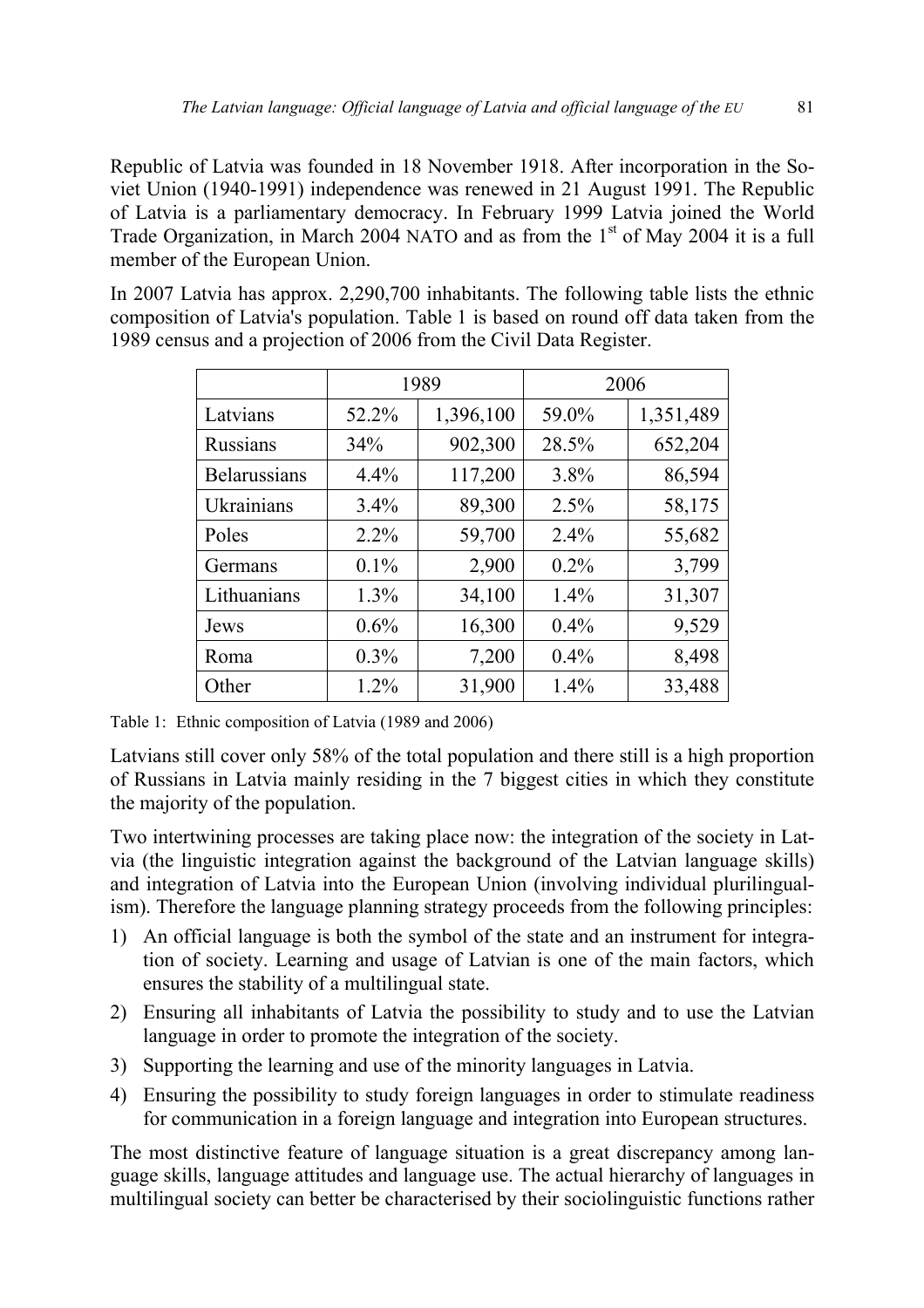Republic of Latvia was founded in 18 November 1918. After incorporation in the Soviet Union (1940-1991) independence was renewed in 21 August 1991. The Republic of Latvia is a parliamentary democracy. In February 1999 Latvia joined the World Trade Organization, in March 2004 NATO and as from the 1st of May 2004 it is a full member of the European Union.

In 2007 Latvia has approx. 2,290,700 inhabitants. The following table lists the ethnic composition of Latvia's population. Table 1 is based on round off data taken from the 1989 census and a projection of 2006 from the Civil Data Register.

| | 1989 | | 2006 | |
|---|---|---|---|---|
| Latvians | 52.2% | 1,396,100 | 59.0% | 1,351,489 |
| Russians | 34% | 902,300 | 28.5% | 652,204 |
| Belarussians | 4.4% | 117,200 | 3.8% | 86,594 |
| Ukrainians | 3.4% | 89,300 | 2.5% | 58,175 |
| Poles | 2.2% | 59,700 | 2.4% | 55,682 |
| Germans | 0.1% | 2,900 | 0.2% | 3,799 |
| Lithuanians | 1.3% | 34,100 | 1.4% | 31,307 |
| Jews | 0.6% | 16,300 | 0.4% | 9,529 |
| Roma | 0.3% | 7,200 | 0.4% | 8,498 |
| Other | 1.2% | 31,900 | 1.4% | 33,488 |

Table 1: Ethnic composition of Latvia (1989 and 2006)

Latvians still cover only 58% of the total population and there still is a high proportion of Russians in Latvia mainly residing in the 7 biggest cities in which they constitute the majority of the population.

Two intertwining processes are taking place now: the integration of the society in Latvia (the linguistic integration against the background of the Latvian language skills) and integration of Latvia into the European Union (involving individual plurilingualism). Therefore the language planning strategy proceeds from the following principles:

1) An official language is both the symbol of the state and an instrument for integration of society. Learning and usage of Latvian is one of the main factors, which ensures the stability of a multilingual state.
2) Ensuring all inhabitants of Latvia the possibility to study and to use the Latvian language in order to promote the integration of the society.
3) Supporting the learning and use of the minority languages in Latvia.
4) Ensuring the possibility to study foreign languages in order to stimulate readiness for communication in a foreign language and integration into European structures.

The most distinctive feature of language situation is a great discrepancy among language skills, language attitudes and language use. The actual hierarchy of languages in multilingual society can better be characterised by their sociolinguistic functions rather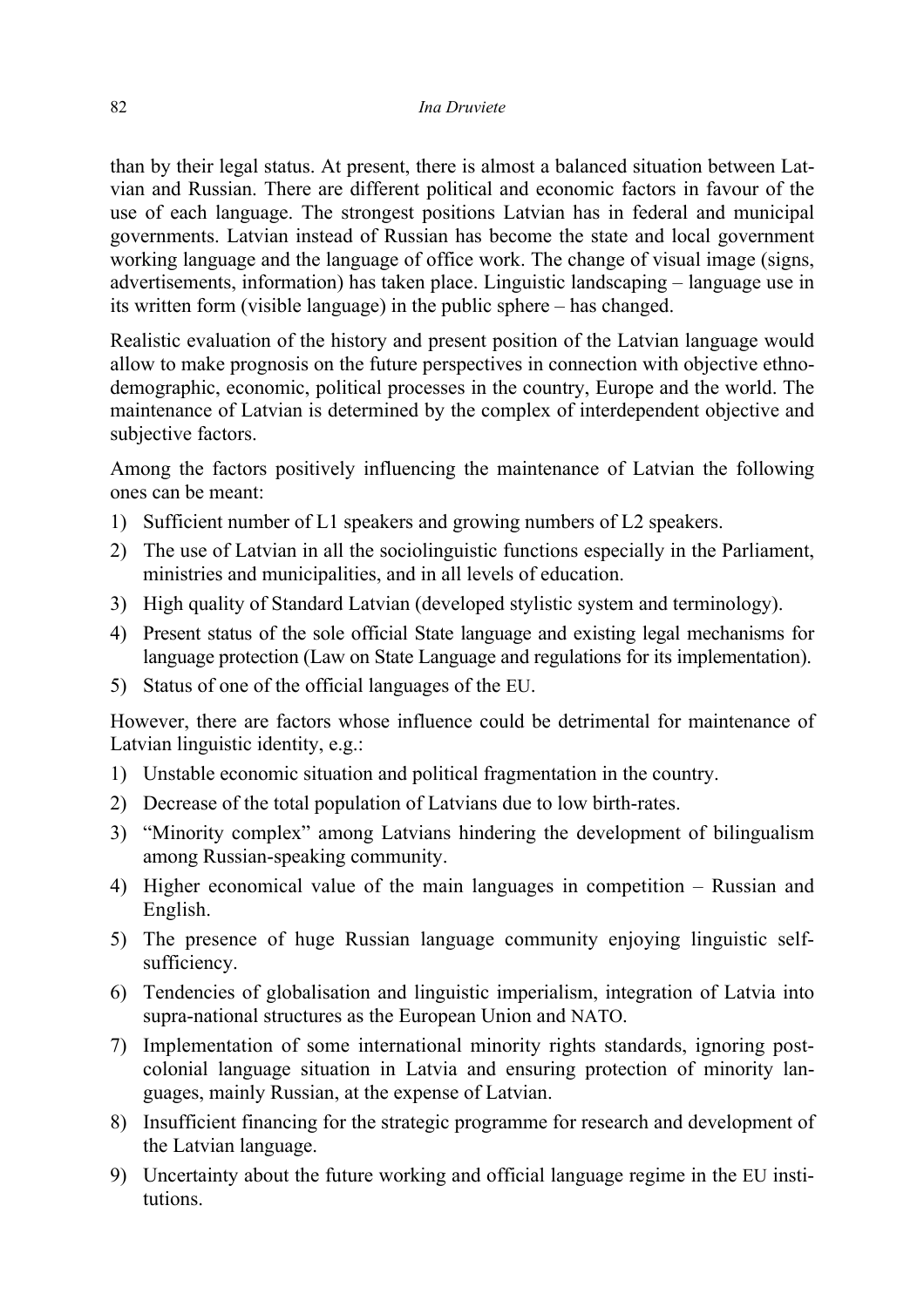than by their legal status. At present, there is almost a balanced situation between Latvian and Russian. There are different political and economic factors in favour of the use of each language. The strongest positions Latvian has in federal and municipal governments. Latvian instead of Russian has become the state and local government working language and the language of office work. The change of visual image (signs, advertisements, information) has taken place. Linguistic landscaping – language use in its written form (visible language) in the public sphere – has changed.

Realistic evaluation of the history and present position of the Latvian language would allow to make prognosis on the future perspectives in connection with objective ethnodemographic, economic, political processes in the country, Europe and the world. The maintenance of Latvian is determined by the complex of interdependent objective and subjective factors.

Among the factors positively influencing the maintenance of Latvian the following ones can be meant:

1) Sufficient number of L1 speakers and growing numbers of L2 speakers.
2) The use of Latvian in all the sociolinguistic functions especially in the Parliament, ministries and municipalities, and in all levels of education.
3) High quality of Standard Latvian (developed stylistic system and terminology).
4) Present status of the sole official State language and existing legal mechanisms for language protection (Law on State Language and regulations for its implementation).
5) Status of one of the official languages of the EU.

However, there are factors whose influence could be detrimental for maintenance of Latvian linguistic identity, e.g.:

1) Unstable economic situation and political fragmentation in the country.
2) Decrease of the total population of Latvians due to low birth-rates.
3) "Minority complex" among Latvians hindering the development of bilingualism among Russian-speaking community.
4) Higher economical value of the main languages in competition – Russian and English.
5) The presence of huge Russian language community enjoying linguistic self-sufficiency.
6) Tendencies of globalisation and linguistic imperialism, integration of Latvia into supra-national structures as the European Union and NATO.
7) Implementation of some international minority rights standards, ignoring post-colonial language situation in Latvia and ensuring protection of minority languages, mainly Russian, at the expense of Latvian.
8) Insufficient financing for the strategic programme for research and development of the Latvian language.
9) Uncertainty about the future working and official language regime in the EU institutions.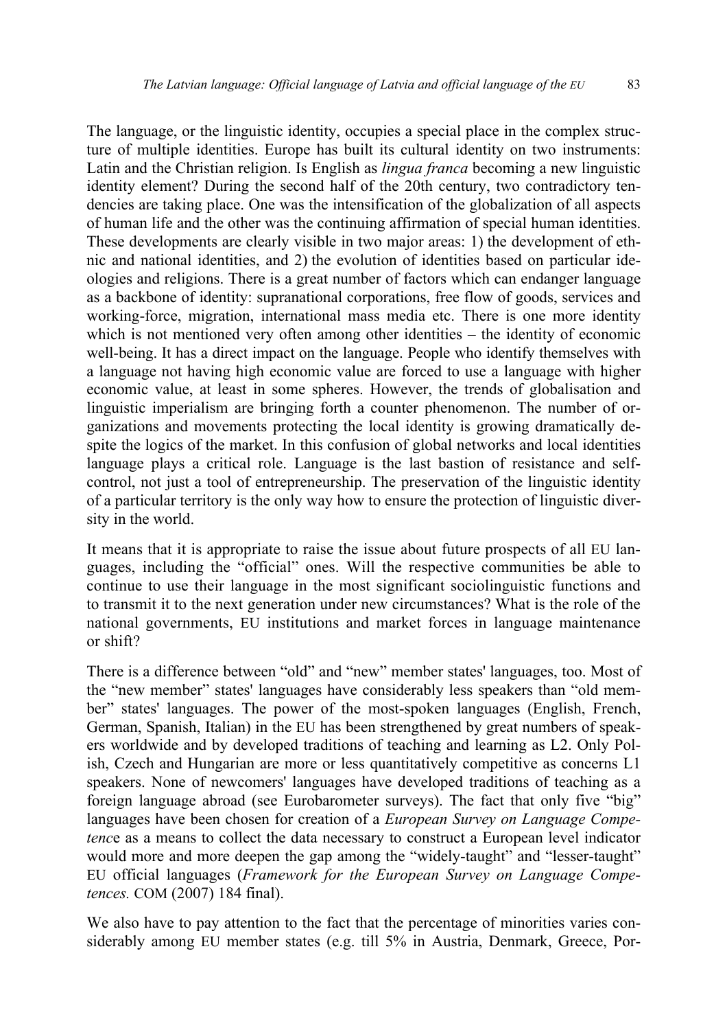The language, or the linguistic identity, occupies a special place in the complex structure of multiple identities. Europe has built its cultural identity on two instruments: Latin and the Christian religion. Is English as *lingua franca* becoming a new linguistic identity element? During the second half of the 20th century, two contradictory tendencies are taking place. One was the intensification of the globalization of all aspects of human life and the other was the continuing affirmation of special human identities. These developments are clearly visible in two major areas: 1) the development of ethnic and national identities, and 2) the evolution of identities based on particular ideologies and religions. There is a great number of factors which can endanger language as a backbone of identity: supranational corporations, free flow of goods, services and working-force, migration, international mass media etc. There is one more identity which is not mentioned very often among other identities – the identity of economic well-being. It has a direct impact on the language. People who identify themselves with a language not having high economic value are forced to use a language with higher economic value, at least in some spheres. However, the trends of globalisation and linguistic imperialism are bringing forth a counter phenomenon. The number of organizations and movements protecting the local identity is growing dramatically despite the logics of the market. In this confusion of global networks and local identities language plays a critical role. Language is the last bastion of resistance and self-control, not just a tool of entrepreneurship. The preservation of the linguistic identity of a particular territory is the only way how to ensure the protection of linguistic diversity in the world.

It means that it is appropriate to raise the issue about future prospects of all EU languages, including the "official" ones. Will the respective communities be able to continue to use their language in the most significant sociolinguistic functions and to transmit it to the next generation under new circumstances? What is the role of the national governments, EU institutions and market forces in language maintenance or shift?

There is a difference between "old" and "new" member states' languages, too. Most of the "new member" states' languages have considerably less speakers than "old member" states' languages. The power of the most-spoken languages (English, French, German, Spanish, Italian) in the EU has been strengthened by great numbers of speakers worldwide and by developed traditions of teaching and learning as L2. Only Polish, Czech and Hungarian are more or less quantitatively competitive as concerns L1 speakers. None of newcomers' languages have developed traditions of teaching as a foreign language abroad (see Eurobarometer surveys). The fact that only five "big" languages have been chosen for creation of a *European Survey on Language Competence* as a means to collect the data necessary to construct a European level indicator would more and more deepen the gap among the "widely-taught" and "lesser-taught" EU official languages (*Framework for the European Survey on Language Competences.* COM (2007) 184 final).

We also have to pay attention to the fact that the percentage of minorities varies considerably among EU member states (e.g. till 5% in Austria, Denmark, Greece, Por-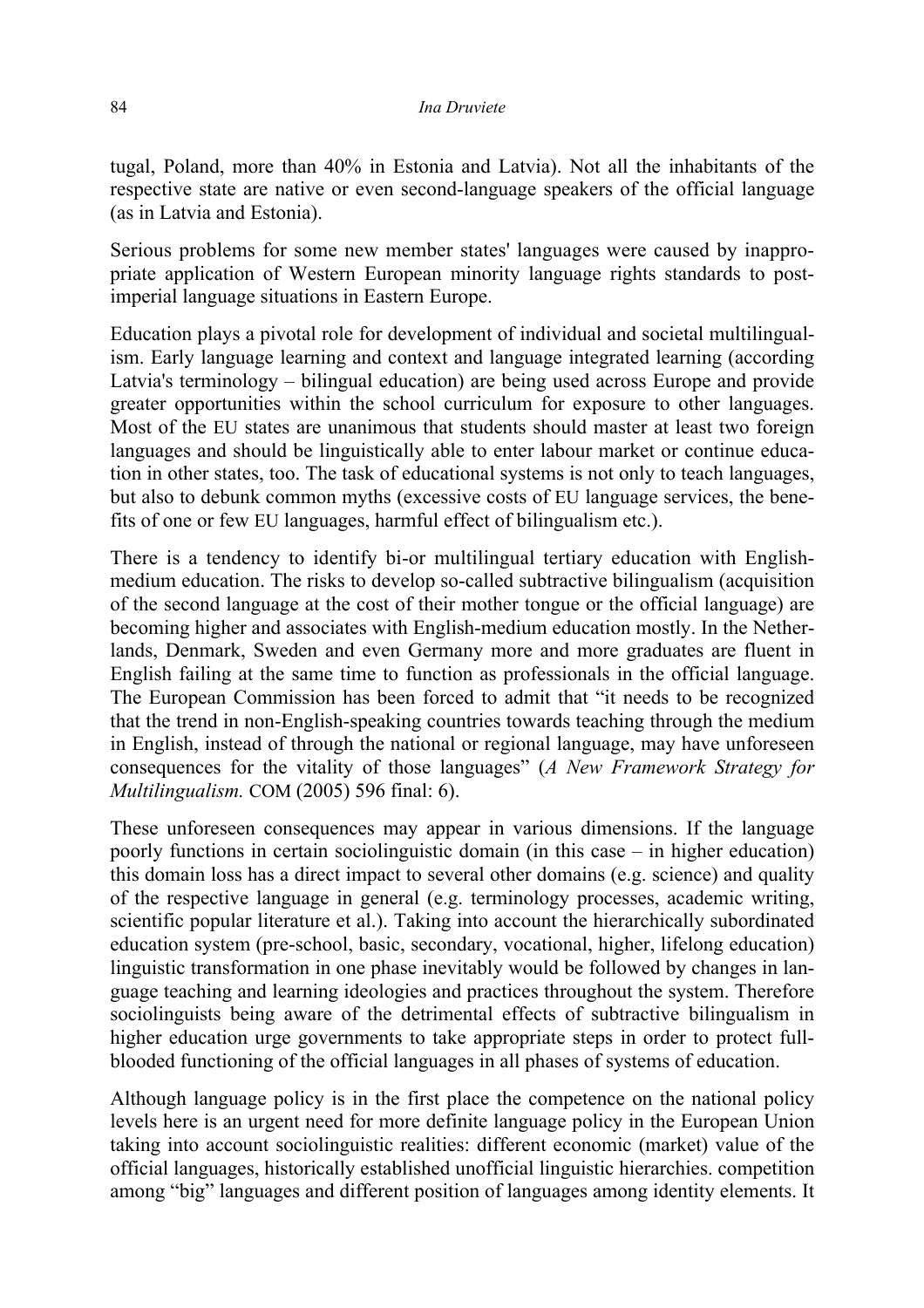tugal, Poland, more than 40% in Estonia and Latvia). Not all the inhabitants of the respective state are native or even second-language speakers of the official language (as in Latvia and Estonia).

Serious problems for some new member states' languages were caused by inappropriate application of Western European minority language rights standards to post-imperial language situations in Eastern Europe.

Education plays a pivotal role for development of individual and societal multilingualism. Early language learning and context and language integrated learning (according Latvia's terminology – bilingual education) are being used across Europe and provide greater opportunities within the school curriculum for exposure to other languages. Most of the EU states are unanimous that students should master at least two foreign languages and should be linguistically able to enter labour market or continue education in other states, too. The task of educational systems is not only to teach languages, but also to debunk common myths (excessive costs of EU language services, the benefits of one or few EU languages, harmful effect of bilingualism etc.).

There is a tendency to identify bi-or multilingual tertiary education with English-medium education. The risks to develop so-called subtractive bilingualism (acquisition of the second language at the cost of their mother tongue or the official language) are becoming higher and associates with English-medium education mostly. In the Netherlands, Denmark, Sweden and even Germany more and more graduates are fluent in English failing at the same time to function as professionals in the official language. The European Commission has been forced to admit that "it needs to be recognized that the trend in non-English-speaking countries towards teaching through the medium in English, instead of through the national or regional language, may have unforeseen consequences for the vitality of those languages" (*A New Framework Strategy for Multilingualism.* COM (2005) 596 final: 6).

These unforeseen consequences may appear in various dimensions. If the language poorly functions in certain sociolinguistic domain (in this case – in higher education) this domain loss has a direct impact to several other domains (e.g. science) and quality of the respective language in general (e.g. terminology processes, academic writing, scientific popular literature et al.). Taking into account the hierarchically subordinated education system (pre-school, basic, secondary, vocational, higher, lifelong education) linguistic transformation in one phase inevitably would be followed by changes in language teaching and learning ideologies and practices throughout the system. Therefore sociolinguists being aware of the detrimental effects of subtractive bilingualism in higher education urge governments to take appropriate steps in order to protect full-blooded functioning of the official languages in all phases of systems of education.

Although language policy is in the first place the competence on the national policy levels here is an urgent need for more definite language policy in the European Union taking into account sociolinguistic realities: different economic (market) value of the official languages, historically established unofficial linguistic hierarchies. competition among "big" languages and different position of languages among identity elements. It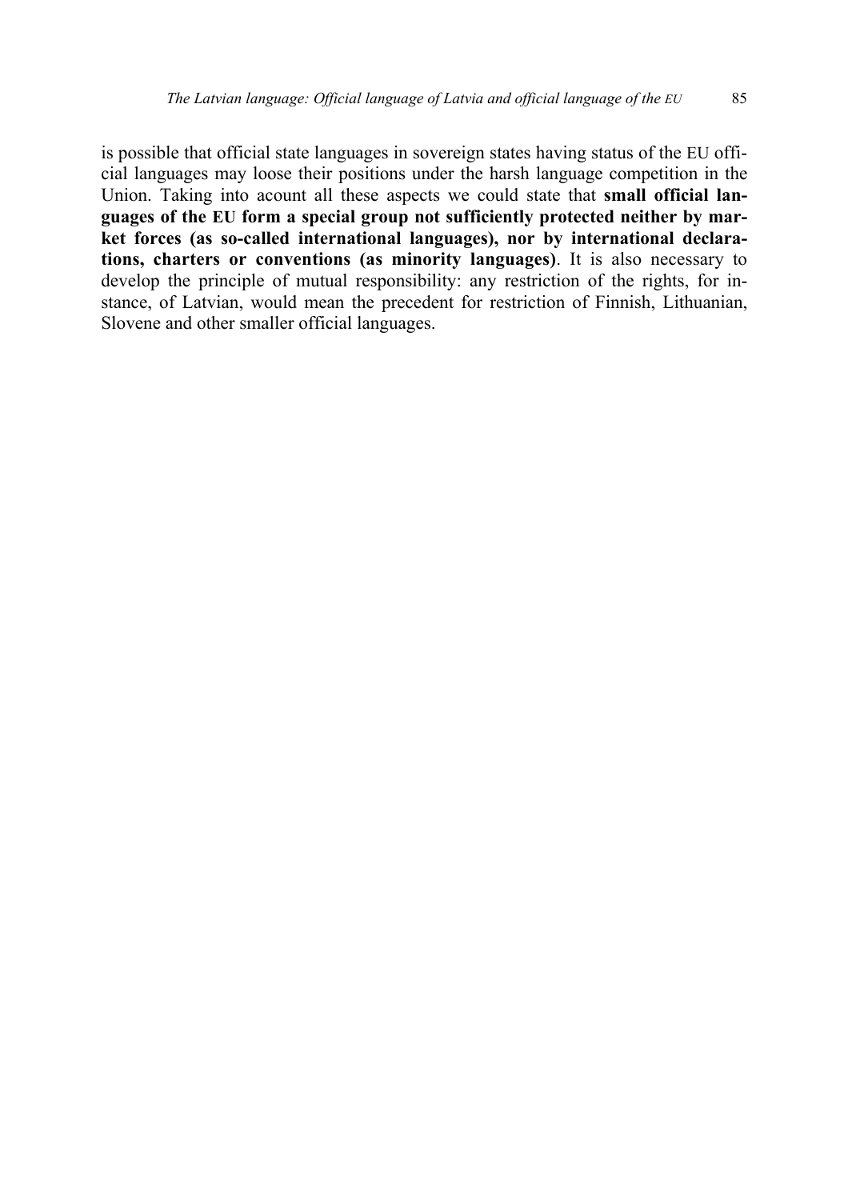is possible that official state languages in sovereign states having status of the EU official languages may loose their positions under the harsh language competition in the Union. Taking into acount all these aspects we could state that **small official languages of the EU form a special group not sufficiently protected neither by market forces (as so-called international languages), nor by international declarations, charters or conventions (as minority languages)**. It is also necessary to develop the principle of mutual responsibility: any restriction of the rights, for instance, of Latvian, would mean the precedent for restriction of Finnish, Lithuanian, Slovene and other smaller official languages.